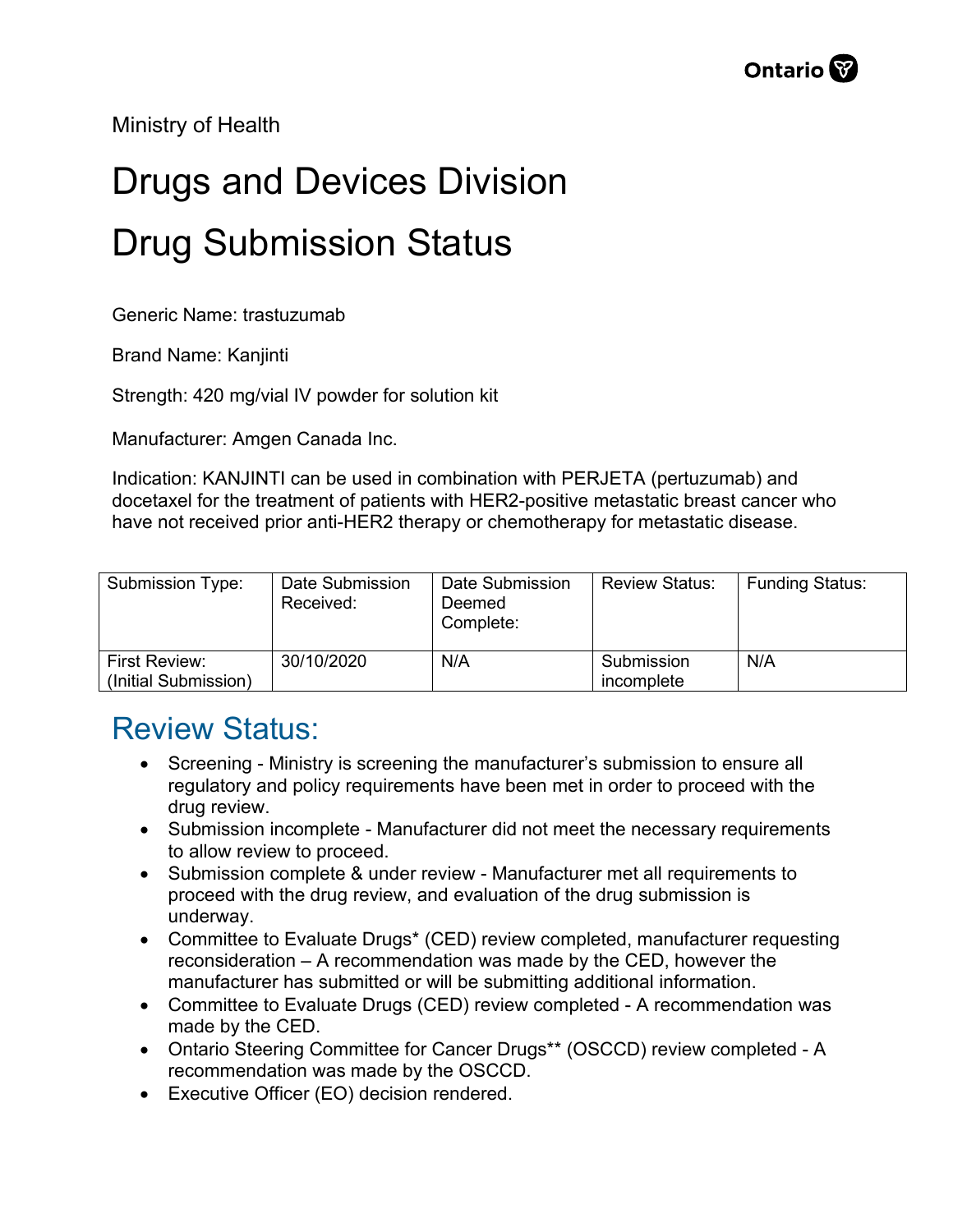Ministry of Health

# Drugs and Devices Division

# Drug Submission Status

Generic Name: trastuzumab

Brand Name: Kanjinti

Strength: 420 mg/vial IV powder for solution kit

Manufacturer: Amgen Canada Inc.

Indication: KANJINTI can be used in combination with PERJETA (pertuzumab) and docetaxel for the treatment of patients with HER2-positive metastatic breast cancer who have not received prior anti-HER2 therapy or chemotherapy for metastatic disease.

| Submission Type: | Date Submission Received: | Date Submission Deemed Complete: | Review Status: | Funding Status: |
|---|---|---|---|---|
| First Review: (Initial Submission) | 30/10/2020 | N/A | Submission incomplete | N/A |

## Review Status:

- Screening - Ministry is screening the manufacturer's submission to ensure all regulatory and policy requirements have been met in order to proceed with the drug review.
- Submission incomplete - Manufacturer did not meet the necessary requirements to allow review to proceed.
- Submission complete & under review - Manufacturer met all requirements to proceed with the drug review, and evaluation of the drug submission is underway.
- Committee to Evaluate Drugs* (CED) review completed, manufacturer requesting reconsideration – A recommendation was made by the CED, however the manufacturer has submitted or will be submitting additional information.
- Committee to Evaluate Drugs (CED) review completed - A recommendation was made by the CED.
- Ontario Steering Committee for Cancer Drugs** (OSCCD) review completed - A recommendation was made by the OSCCD.
- Executive Officer (EO) decision rendered.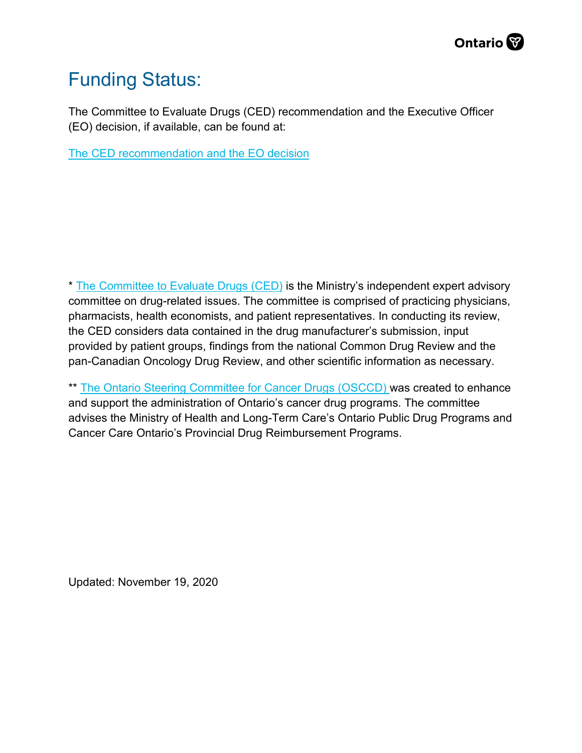# Funding Status:

The Committee to Evaluate Drugs (CED) recommendation and the Executive Officer (EO) decision, if available, can be found at:

The CED recommendation and the EO decision

* The Committee to Evaluate Drugs (CED) is the Ministry's independent expert advisory committee on drug-related issues. The committee is comprised of practicing physicians, pharmacists, health economists, and patient representatives. In conducting its review, the CED considers data contained in the drug manufacturer's submission, input provided by patient groups, findings from the national Common Drug Review and the pan-Canadian Oncology Drug Review, and other scientific information as necessary.

** The Ontario Steering Committee for Cancer Drugs (OSCCD) was created to enhance and support the administration of Ontario's cancer drug programs. The committee advises the Ministry of Health and Long-Term Care's Ontario Public Drug Programs and Cancer Care Ontario's Provincial Drug Reimbursement Programs.

Updated: November 19, 2020